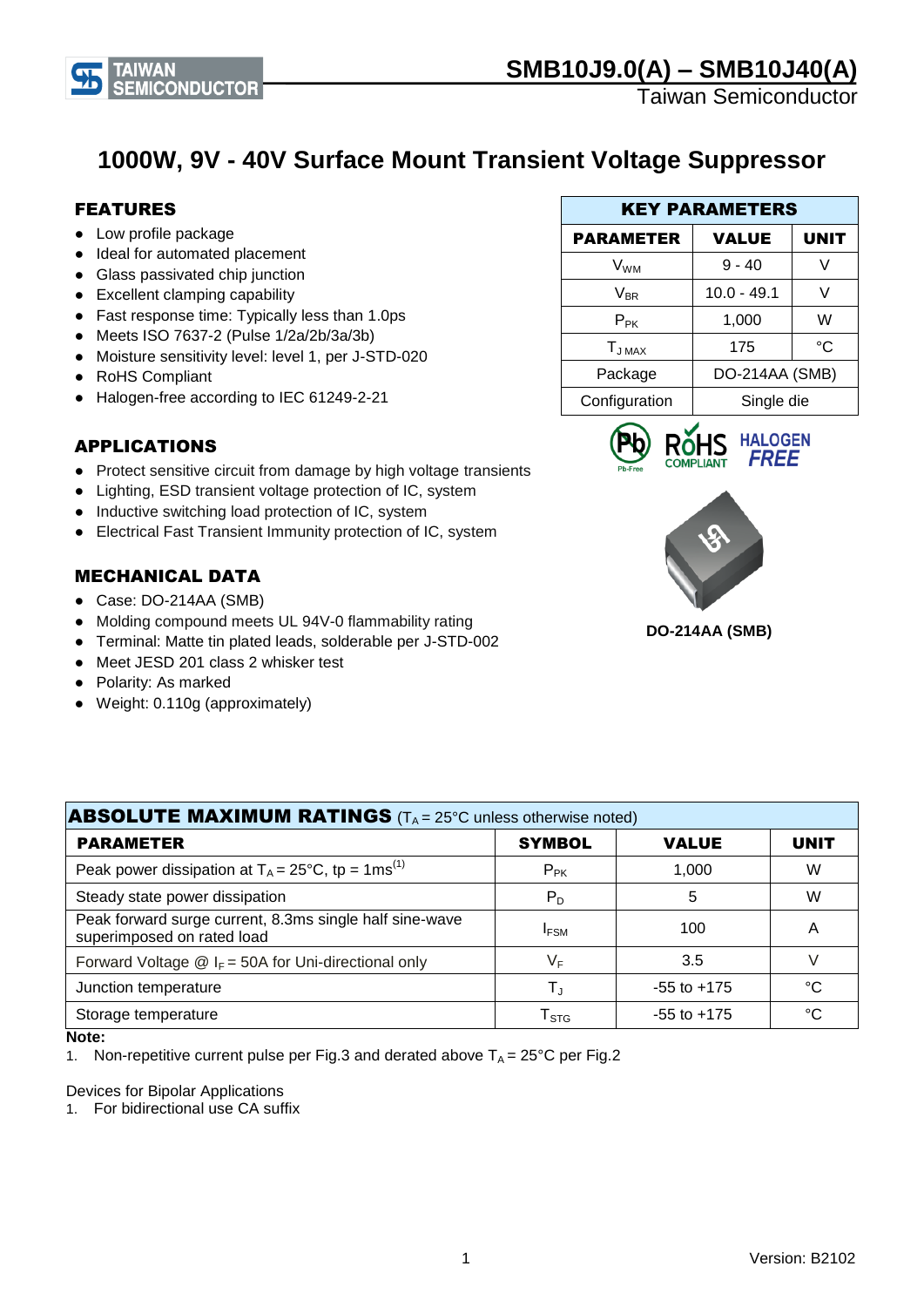# 1000W, 9V - 40V Surface Mount Transient Voltage Suppressor

## FEATURES

- Low profile package
- Ideal for automated placement
- Glass passivated chip junction
- Excellent clamping capability
- Fast response time: Typically less than 1.0ps
- Meets ISO 7637-2 (Pulse 1/2a/2b/3a/3b)
- Moisture sensitivity level: level 1, per J-STD-020
- RoHS Compliant
- Halogen-free according to IEC 61249-2-21

| KEY PARAMETERS | | |
|---|---|---|
| **PARAMETER** | **VALUE** | **UNIT** |
| $V_{WM}$ | 9 - 40 | V |
| $V_{BR}$ | 10.0 - 49.1 | V |
| $P_{PK}$ | 1,000 | W |
| $T_{J\,MAX}$ | 175 | °C |
| Package | DO-214AA (SMB) | |
| Configuration | Single die | |

## APPLICATIONS

- Protect sensitive circuit from damage by high voltage transients
- Lighting, ESD transient voltage protection of IC, system
- Inductive switching load protection of IC, system
- Electrical Fast Transient Immunity protection of IC, system

## MECHANICAL DATA

- Case: DO-214AA (SMB)
- Molding compound meets UL 94V-0 flammability rating
- Terminal: Matte tin plated leads, solderable per J-STD-002
- Meet JESD 201 class 2 whisker test
- Polarity: As marked
- Weight: 0.110g (approximately)

DO-214AA (SMB)

## ABSOLUTE MAXIMUM RATINGS ($T_A$ = 25°C unless otherwise noted)

| PARAMETER | SYMBOL | VALUE | UNIT |
|---|---|---|---|
| Peak power dissipation at $T_A$ = 25°C, tp = 1ms[(1)] | $P_{PK}$ | 1,000 | W |
| Steady state power dissipation | $P_D$ | 5 | W |
| Peak forward surge current, 8.3ms single half sine-wave superimposed on rated load | $I_{FSM}$ | 100 | A |
| Forward Voltage @ $I_F$ = 50A for Uni-directional only | $V_F$ | 3.5 | V |
| Junction temperature | $T_J$ | -55 to +175 | °C |
| Storage temperature | $T_{STG}$ | -55 to +175 | °C |

**Note:**

1. Non-repetitive current pulse per Fig.3 and derated above $T_A$ = 25°C per Fig.2

Devices for Bipolar Applications

1. For bidirectional use CA suffix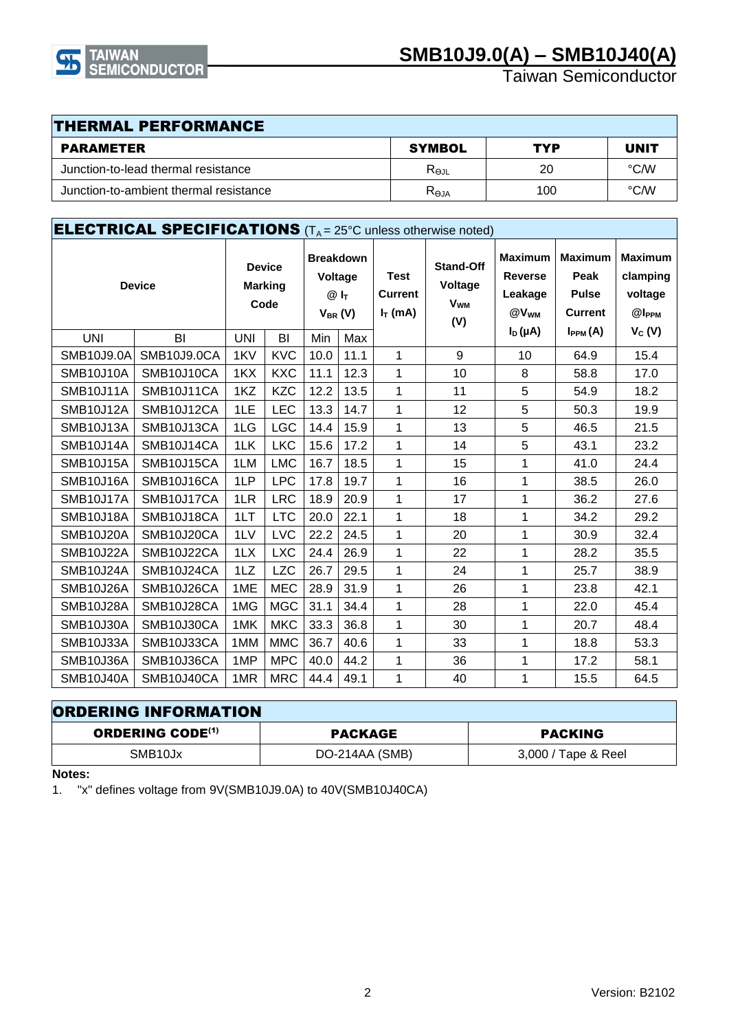## THERMAL PERFORMANCE

| PARAMETER | SYMBOL | TYP | UNIT |
|---|---|---|---|
| Junction-to-lead thermal resistance | $R_{\Theta JL}$ | 20 | °C/W |
| Junction-to-ambient thermal resistance | $R_{\Theta JA}$ | 100 | °C/W |

## ELECTRICAL SPECIFICATIONS ($T_A$ = 25°C unless otherwise noted)

| Device | | Device Marking Code | | Breakdown Voltage @ $I_T$ $V_{BR}$ (V) | | Test Current $I_T$ (mA) | Stand-Off Voltage $V_{WM}$ (V) | Maximum Reverse Leakage @$V_{WM}$ $I_D$ (μA) | Maximum Peak Pulse Current $I_{PPM}$ (A) | Maximum clamping voltage @$I_{PPM}$ $V_C$ (V) |
|---|---|---|---|---|---|---|---|---|---|---|
| UNI | BI | UNI | BI | Min | Max | | | | | |
| SMB10J9.0A | SMB10J9.0CA | 1KV | KVC | 10.0 | 11.1 | 1 | 9 | 10 | 64.9 | 15.4 |
| SMB10J10A | SMB10J10CA | 1KX | KXC | 11.1 | 12.3 | 1 | 10 | 8 | 58.8 | 17.0 |
| SMB10J11A | SMB10J11CA | 1KZ | KZC | 12.2 | 13.5 | 1 | 11 | 5 | 54.9 | 18.2 |
| SMB10J12A | SMB10J12CA | 1LE | LEC | 13.3 | 14.7 | 1 | 12 | 5 | 50.3 | 19.9 |
| SMB10J13A | SMB10J13CA | 1LG | LGC | 14.4 | 15.9 | 1 | 13 | 5 | 46.5 | 21.5 |
| SMB10J14A | SMB10J14CA | 1LK | LKC | 15.6 | 17.2 | 1 | 14 | 5 | 43.1 | 23.2 |
| SMB10J15A | SMB10J15CA | 1LM | LMC | 16.7 | 18.5 | 1 | 15 | 1 | 41.0 | 24.4 |
| SMB10J16A | SMB10J16CA | 1LP | LPC | 17.8 | 19.7 | 1 | 16 | 1 | 38.5 | 26.0 |
| SMB10J17A | SMB10J17CA | 1LR | LRC | 18.9 | 20.9 | 1 | 17 | 1 | 36.2 | 27.6 |
| SMB10J18A | SMB10J18CA | 1LT | LTC | 20.0 | 22.1 | 1 | 18 | 1 | 34.2 | 29.2 |
| SMB10J20A | SMB10J20CA | 1LV | LVC | 22.2 | 24.5 | 1 | 20 | 1 | 30.9 | 32.4 |
| SMB10J22A | SMB10J22CA | 1LX | LXC | 24.4 | 26.9 | 1 | 22 | 1 | 28.2 | 35.5 |
| SMB10J24A | SMB10J24CA | 1LZ | LZC | 26.7 | 29.5 | 1 | 24 | 1 | 25.7 | 38.9 |
| SMB10J26A | SMB10J26CA | 1ME | MEC | 28.9 | 31.9 | 1 | 26 | 1 | 23.8 | 42.1 |
| SMB10J28A | SMB10J28CA | 1MG | MGC | 31.1 | 34.4 | 1 | 28 | 1 | 22.0 | 45.4 |
| SMB10J30A | SMB10J30CA | 1MK | MKC | 33.3 | 36.8 | 1 | 30 | 1 | 20.7 | 48.4 |
| SMB10J33A | SMB10J33CA | 1MM | MMC | 36.7 | 40.6 | 1 | 33 | 1 | 18.8 | 53.3 |
| SMB10J36A | SMB10J36CA | 1MP | MPC | 40.0 | 44.2 | 1 | 36 | 1 | 17.2 | 58.1 |
| SMB10J40A | SMB10J40CA | 1MR | MRC | 44.4 | 49.1 | 1 | 40 | 1 | 15.5 | 64.5 |

## ORDERING INFORMATION

| ORDERING CODE[(1)] | PACKAGE | PACKING |
|---|---|---|
| SMB10Jx | DO-214AA (SMB) | 3,000 / Tape & Reel |

**Notes:**

1. "x" defines voltage from 9V(SMB10J9.0A) to 40V(SMB10J40CA)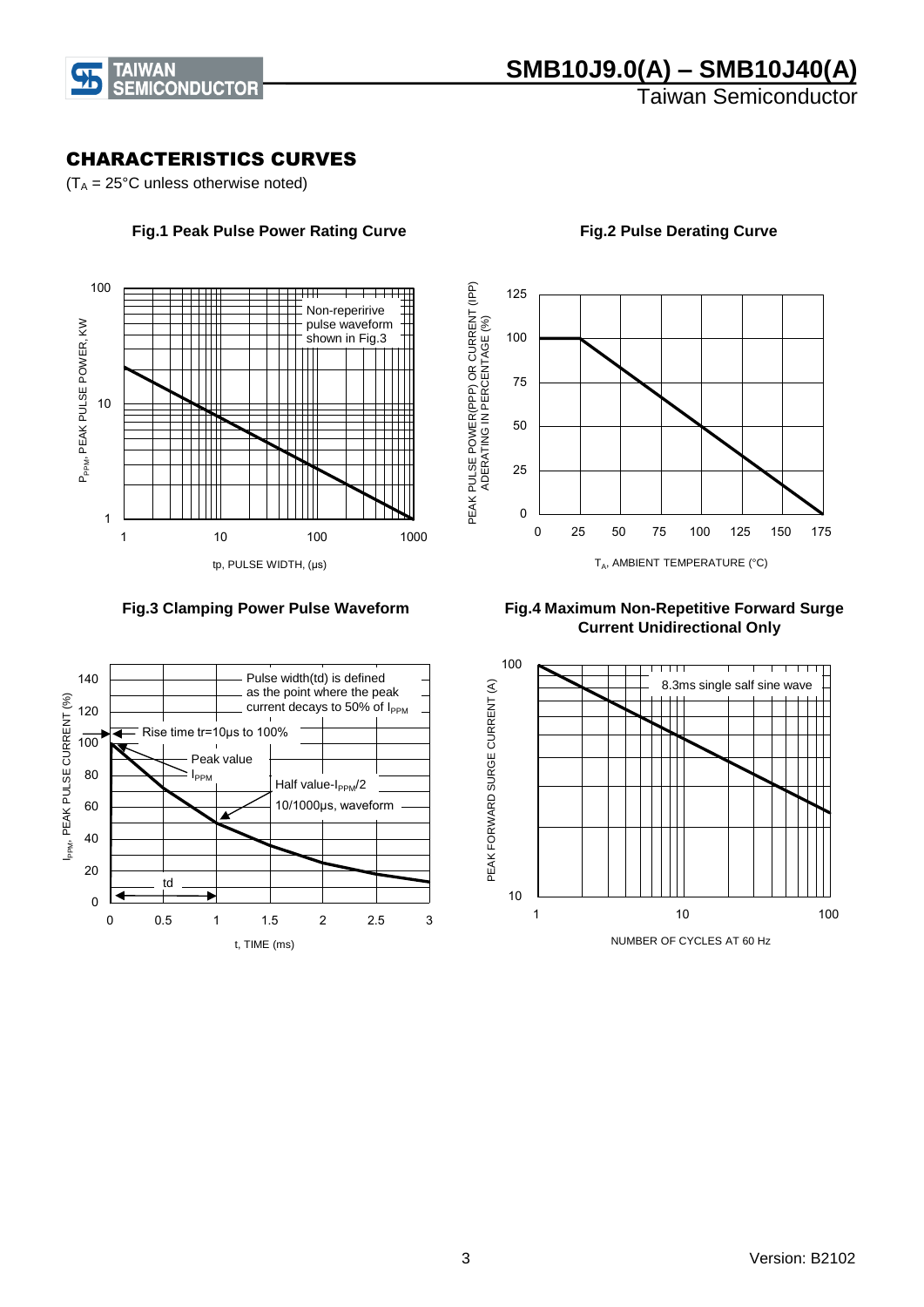## CHARACTERISTICS CURVES

($T_A$ = 25°C unless otherwise noted)

**Fig.1 Peak Pulse Power Rating Curve**

$P_{PPM}$, PEAK PULSE POWER, KW

Non-reperirive pulse waveform shown in Fig.3

tp, PULSE WIDTH, (μs)

**Fig.2 Pulse Derating Curve**

PEAK PULSE POWER(PPP) OR CURRENT (IPP) ADERATING IN PERCENTAGE (%)

$T_A$, AMBIENT TEMPERATURE (°C)

**Fig.3 Clamping Power Pulse Waveform**

$I_{PPM}$, PEAK PULSE CURRENT (%)

Pulse width(td) is defined as the point where the peak current decays to 50% of $I_{PPM}$

Rise time tr=10μs to 100%

Peak value $I_{PPM}$

Half value-$I_{PPM}/2$ 10/1000μs, waveform

td

t, TIME (ms)

**Fig.4 Maximum Non-Repetitive Forward Surge Current Unidirectional Only**

PEAK FORWARD SURGE CURRENT (A)

8.3ms single salf sine wave

NUMBER OF CYCLES AT 60 Hz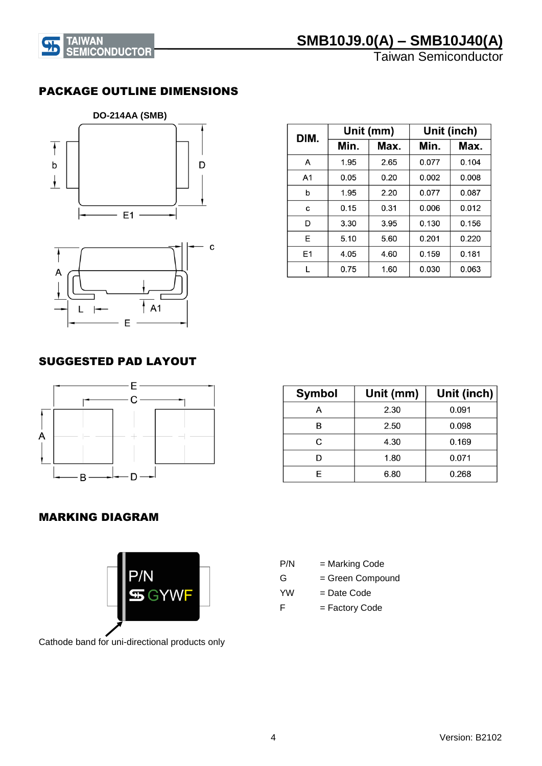## PACKAGE OUTLINE DIMENSIONS

DO-214AA (SMB)

| DIM. | Unit (mm) | | Unit (inch) | |
|---|---|---|---|---|
| | Min. | Max. | Min. | Max. |
| A | 1.95 | 2.65 | 0.077 | 0.104 |
| A1 | 0.05 | 0.20 | 0.002 | 0.008 |
| b | 1.95 | 2.20 | 0.077 | 0.087 |
| c | 0.15 | 0.31 | 0.006 | 0.012 |
| D | 3.30 | 3.95 | 0.130 | 0.156 |
| E | 5.10 | 5.60 | 0.201 | 0.220 |
| E1 | 4.05 | 4.60 | 0.159 | 0.181 |
| L | 0.75 | 1.60 | 0.030 | 0.063 |

## SUGGESTED PAD LAYOUT

| Symbol | Unit (mm) | Unit (inch) |
|---|---|---|
| A | 2.30 | 0.091 |
| B | 2.50 | 0.098 |
| C | 4.30 | 0.169 |
| D | 1.80 | 0.071 |
| E | 6.80 | 0.268 |

## MARKING DIAGRAM

P/N
GYWF

Cathode band for uni-directional products only

P/N = Marking Code
G = Green Compound
YW = Date Code
F = Factory Code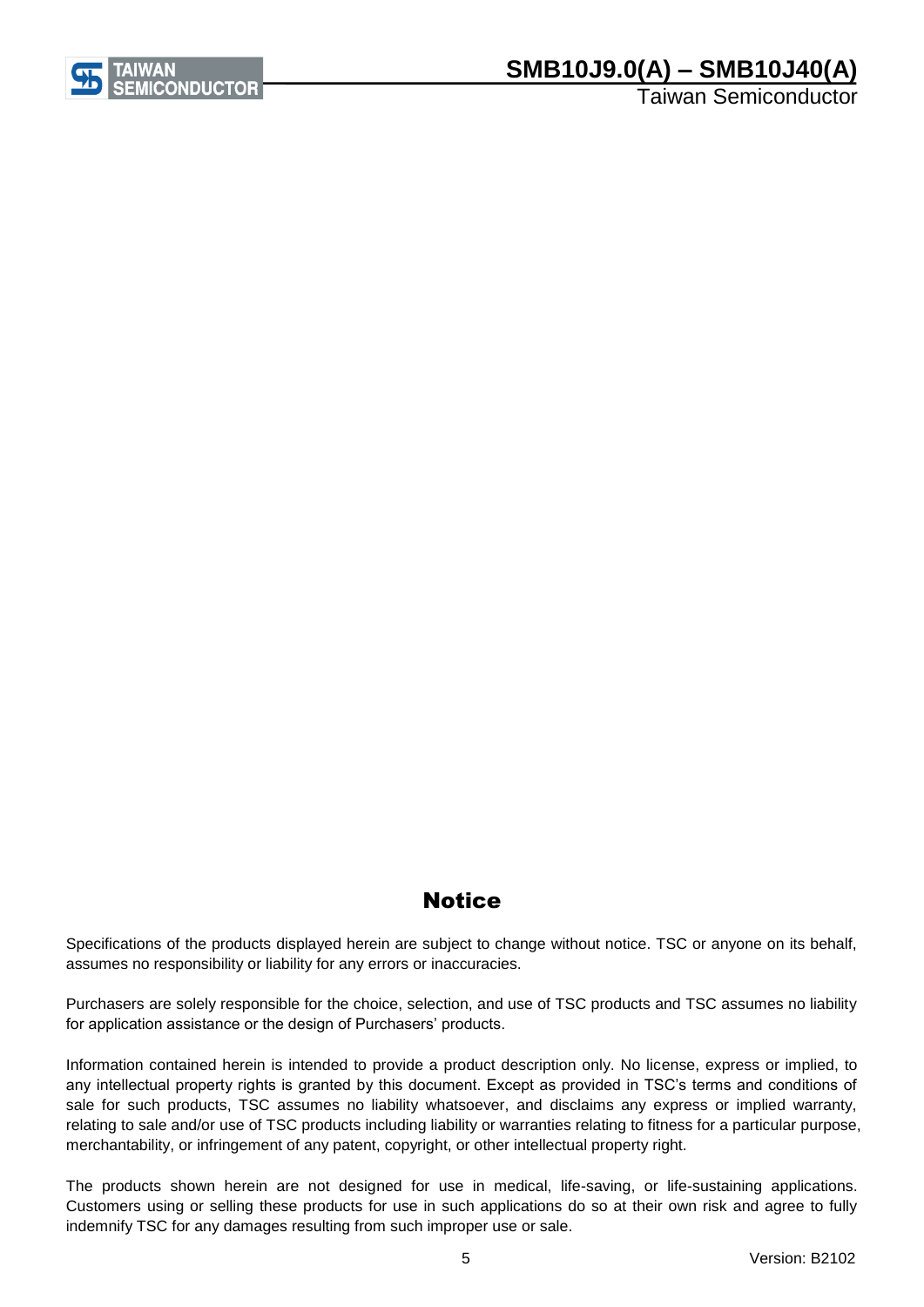## Notice

Specifications of the products displayed herein are subject to change without notice. TSC or anyone on its behalf, assumes no responsibility or liability for any errors or inaccuracies.

Purchasers are solely responsible for the choice, selection, and use of TSC products and TSC assumes no liability for application assistance or the design of Purchasers' products.

Information contained herein is intended to provide a product description only. No license, express or implied, to any intellectual property rights is granted by this document. Except as provided in TSC's terms and conditions of sale for such products, TSC assumes no liability whatsoever, and disclaims any express or implied warranty, relating to sale and/or use of TSC products including liability or warranties relating to fitness for a particular purpose, merchantability, or infringement of any patent, copyright, or other intellectual property right.

The products shown herein are not designed for use in medical, life-saving, or life-sustaining applications. Customers using or selling these products for use in such applications do so at their own risk and agree to fully indemnify TSC for any damages resulting from such improper use or sale.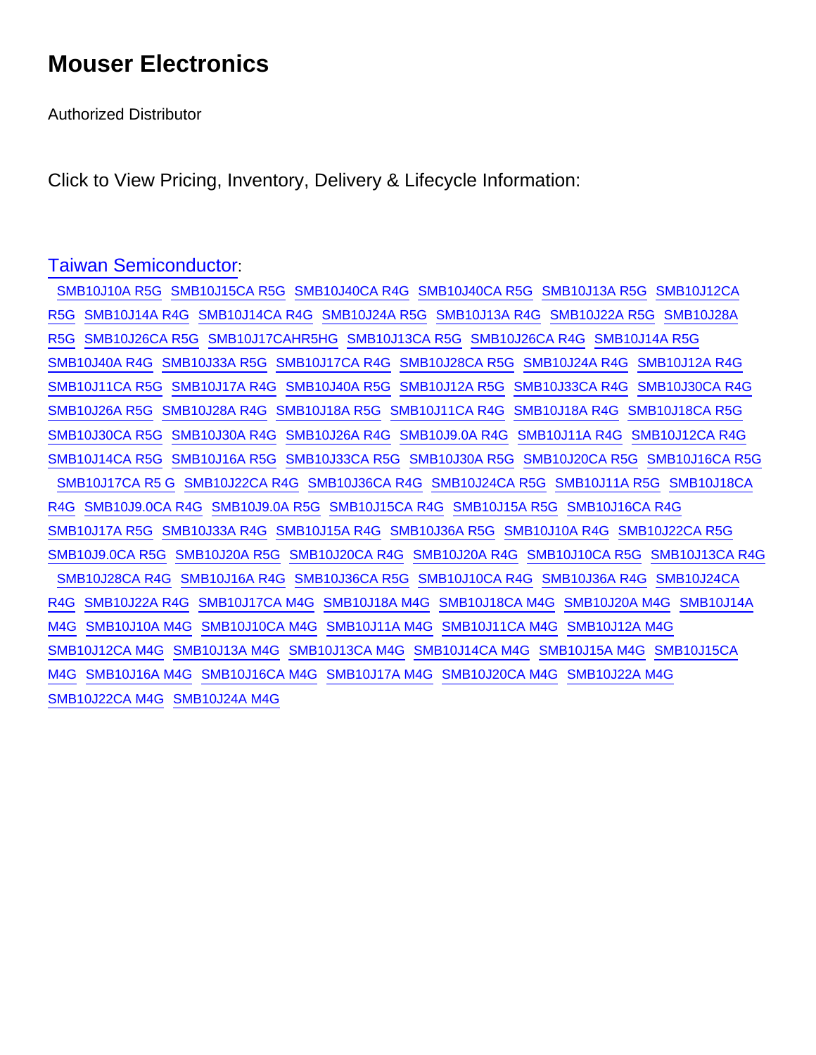# Mouser Electronics

Authorized Distributor

Click to View Pricing, Inventory, Delivery & Lifecycle Information:

Taiwan Semiconductor:

SMB10J10A R5G SMB10J15CA R5G SMB10J40CA R4G SMB10J40CA R5G SMB10J13A R5G SMB10J12CA R5G SMB10J14A R4G SMB10J14CA R4G SMB10J24A R5G SMB10J13A R4G SMB10J22A R5G SMB10J28A R5G SMB10J26CA R5G SMB10J17CAHR5HG SMB10J13CA R5G SMB10J26CA R4G SMB10J14A R5G SMB10J40A R4G SMB10J33A R5G SMB10J17CA R4G SMB10J28CA R5G SMB10J24A R4G SMB10J12A R4G SMB10J11CA R5G SMB10J17A R4G SMB10J40A R5G SMB10J12A R5G SMB10J33CA R4G SMB10J30CA R4G SMB10J26A R5G SMB10J28A R4G SMB10J18A R5G SMB10J11CA R4G SMB10J18A R4G SMB10J18CA R5G SMB10J30CA R5G SMB10J30A R4G SMB10J26A R4G SMB10J9.0A R4G SMB10J11A R4G SMB10J12CA R4G SMB10J14CA R5G SMB10J16A R5G SMB10J33CA R5G SMB10J30A R5G SMB10J20CA R5G SMB10J16CA R5G SMB10J17CA R5 G SMB10J22CA R4G SMB10J36CA R4G SMB10J24CA R5G SMB10J11A R5G SMB10J18CA R4G SMB10J9.0CA R4G SMB10J9.0A R5G SMB10J15CA R4G SMB10J15A R5G SMB10J16CA R4G SMB10J17A R5G SMB10J33A R4G SMB10J15A R4G SMB10J36A R5G SMB10J10A R4G SMB10J22CA R5G SMB10J9.0CA R5G SMB10J20A R5G SMB10J20CA R4G SMB10J20A R4G SMB10J10CA R5G SMB10J13CA R4G SMB10J28CA R4G SMB10J16A R4G SMB10J36CA R5G SMB10J10CA R4G SMB10J36A R4G SMB10J24CA R4G SMB10J22A R4G SMB10J17CA M4G SMB10J18A M4G SMB10J18CA M4G SMB10J20A M4G SMB10J14A M4G SMB10J10A M4G SMB10J10CA M4G SMB10J11A M4G SMB10J11CA M4G SMB10J12A M4G SMB10J12CA M4G SMB10J13A M4G SMB10J13CA M4G SMB10J14CA M4G SMB10J15A M4G SMB10J15CA M4G SMB10J16A M4G SMB10J16CA M4G SMB10J17A M4G SMB10J20CA M4G SMB10J22A M4G SMB10J22CA M4G SMB10J24A M4G